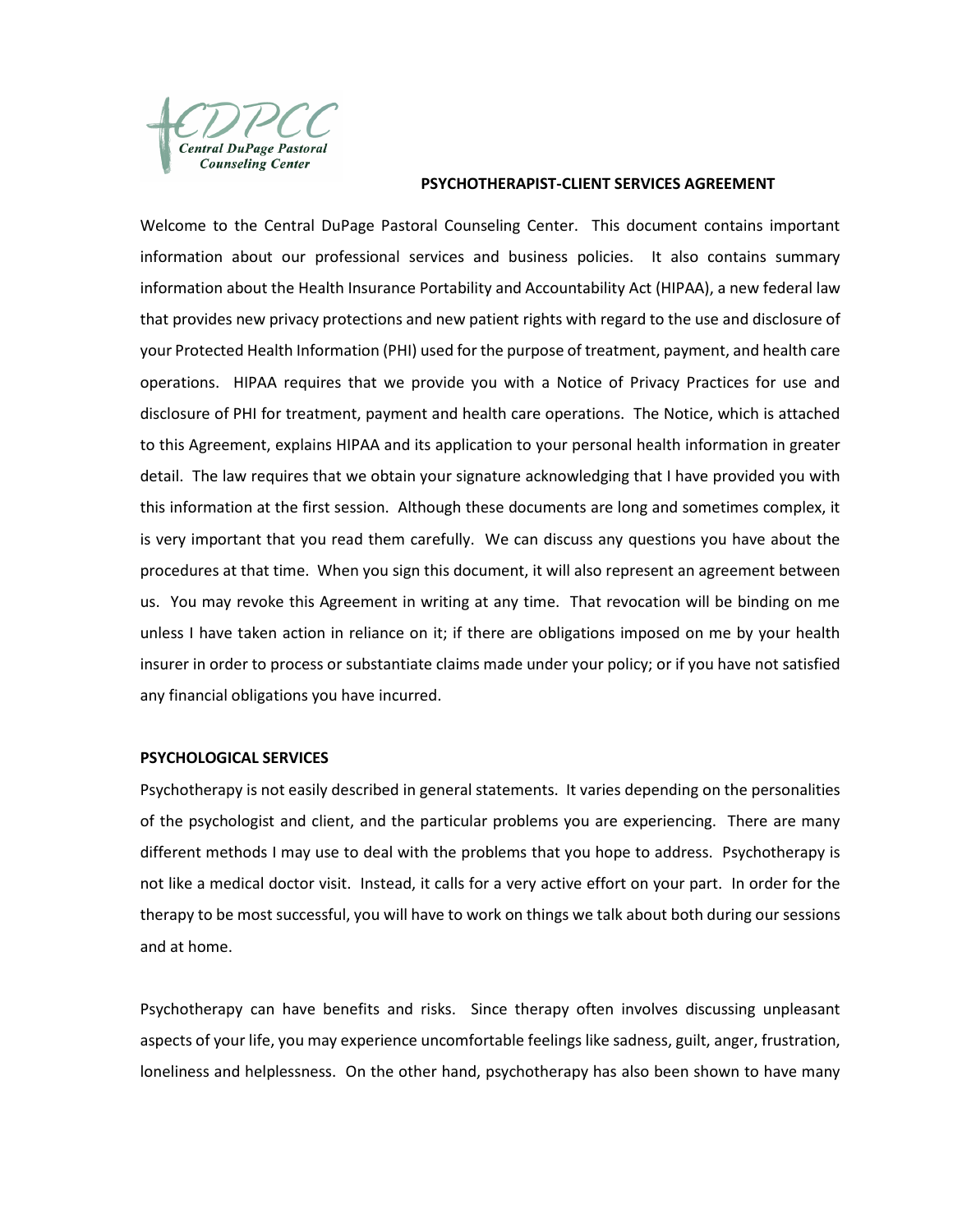CDPCC
Central DuPage Pastoral Counseling Center

# PSYCHOTHERAPIST-CLIENT SERVICES AGREEMENT

Welcome to the Central DuPage Pastoral Counseling Center. This document contains important information about our professional services and business policies. It also contains summary information about the Health Insurance Portability and Accountability Act (HIPAA), a new federal law that provides new privacy protections and new patient rights with regard to the use and disclosure of your Protected Health Information (PHI) used for the purpose of treatment, payment, and health care operations. HIPAA requires that we provide you with a Notice of Privacy Practices for use and disclosure of PHI for treatment, payment and health care operations. The Notice, which is attached to this Agreement, explains HIPAA and its application to your personal health information in greater detail. The law requires that we obtain your signature acknowledging that I have provided you with this information at the first session. Although these documents are long and sometimes complex, it is very important that you read them carefully. We can discuss any questions you have about the procedures at that time. When you sign this document, it will also represent an agreement between us. You may revoke this Agreement in writing at any time. That revocation will be binding on me unless I have taken action in reliance on it; if there are obligations imposed on me by your health insurer in order to process or substantiate claims made under your policy; or if you have not satisfied any financial obligations you have incurred.

## PSYCHOLOGICAL SERVICES

Psychotherapy is not easily described in general statements. It varies depending on the personalities of the psychologist and client, and the particular problems you are experiencing. There are many different methods I may use to deal with the problems that you hope to address. Psychotherapy is not like a medical doctor visit. Instead, it calls for a very active effort on your part. In order for the therapy to be most successful, you will have to work on things we talk about both during our sessions and at home.

Psychotherapy can have benefits and risks. Since therapy often involves discussing unpleasant aspects of your life, you may experience uncomfortable feelings like sadness, guilt, anger, frustration, loneliness and helplessness. On the other hand, psychotherapy has also been shown to have many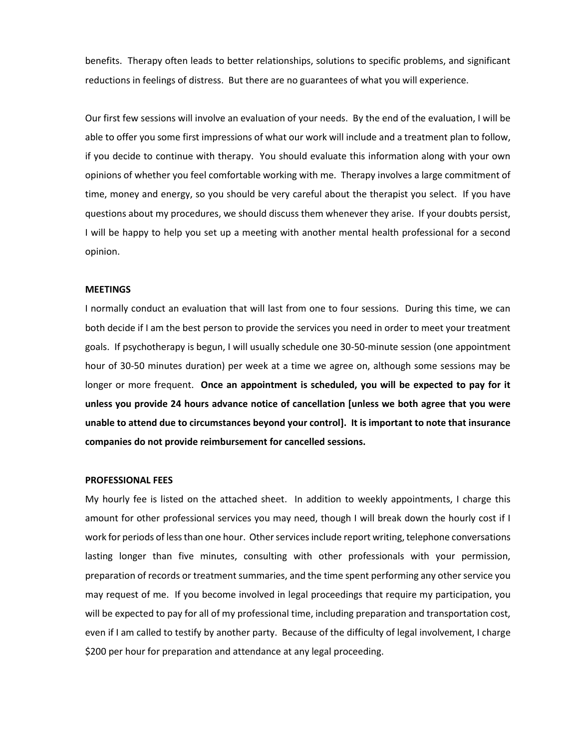benefits. Therapy often leads to better relationships, solutions to specific problems, and significant reductions in feelings of distress. But there are no guarantees of what you will experience.

Our first few sessions will involve an evaluation of your needs. By the end of the evaluation, I will be able to offer you some first impressions of what our work will include and a treatment plan to follow, if you decide to continue with therapy. You should evaluate this information along with your own opinions of whether you feel comfortable working with me. Therapy involves a large commitment of time, money and energy, so you should be very careful about the therapist you select. If you have questions about my procedures, we should discuss them whenever they arise. If your doubts persist, I will be happy to help you set up a meeting with another mental health professional for a second opinion.

**MEETINGS**

I normally conduct an evaluation that will last from one to four sessions. During this time, we can both decide if I am the best person to provide the services you need in order to meet your treatment goals. If psychotherapy is begun, I will usually schedule one 30-50-minute session (one appointment hour of 30-50 minutes duration) per week at a time we agree on, although some sessions may be longer or more frequent. **Once an appointment is scheduled, you will be expected to pay for it unless you provide 24 hours advance notice of cancellation [unless we both agree that you were unable to attend due to circumstances beyond your control]. It is important to note that insurance companies do not provide reimbursement for cancelled sessions.**

**PROFESSIONAL FEES**

My hourly fee is listed on the attached sheet. In addition to weekly appointments, I charge this amount for other professional services you may need, though I will break down the hourly cost if I work for periods of less than one hour. Other services include report writing, telephone conversations lasting longer than five minutes, consulting with other professionals with your permission, preparation of records or treatment summaries, and the time spent performing any other service you may request of me. If you become involved in legal proceedings that require my participation, you will be expected to pay for all of my professional time, including preparation and transportation cost, even if I am called to testify by another party. Because of the difficulty of legal involvement, I charge $200 per hour for preparation and attendance at any legal proceeding.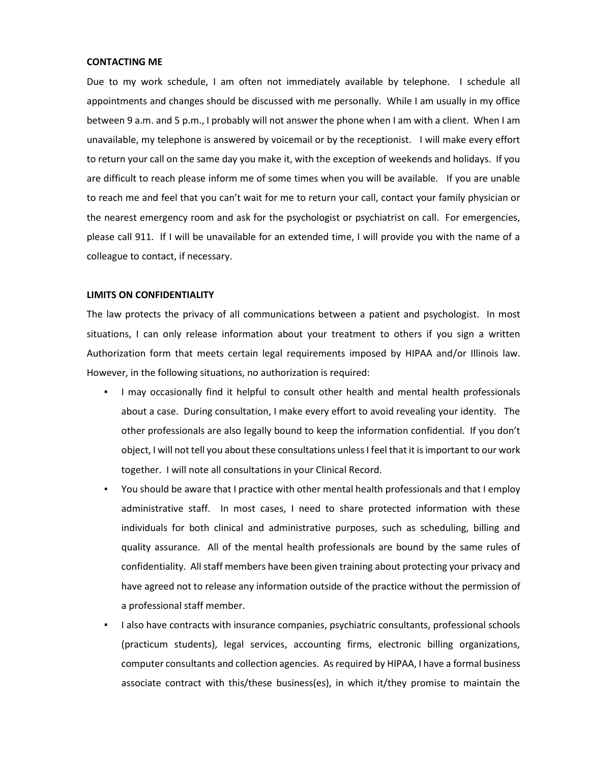**CONTACTING ME**

Due to my work schedule, I am often not immediately available by telephone. I schedule all appointments and changes should be discussed with me personally. While I am usually in my office between 9 a.m. and 5 p.m., I probably will not answer the phone when I am with a client. When I am unavailable, my telephone is answered by voicemail or by the receptionist. I will make every effort to return your call on the same day you make it, with the exception of weekends and holidays. If you are difficult to reach please inform me of some times when you will be available. If you are unable to reach me and feel that you can't wait for me to return your call, contact your family physician or the nearest emergency room and ask for the psychologist or psychiatrist on call. For emergencies, please call 911. If I will be unavailable for an extended time, I will provide you with the name of a colleague to contact, if necessary.

**LIMITS ON CONFIDENTIALITY**

The law protects the privacy of all communications between a patient and psychologist. In most situations, I can only release information about your treatment to others if you sign a written Authorization form that meets certain legal requirements imposed by HIPAA and/or Illinois law. However, in the following situations, no authorization is required:

- I may occasionally find it helpful to consult other health and mental health professionals about a case. During consultation, I make every effort to avoid revealing your identity. The other professionals are also legally bound to keep the information confidential. If you don't object, I will not tell you about these consultations unless I feel that it is important to our work together. I will note all consultations in your Clinical Record.
- You should be aware that I practice with other mental health professionals and that I employ administrative staff. In most cases, I need to share protected information with these individuals for both clinical and administrative purposes, such as scheduling, billing and quality assurance. All of the mental health professionals are bound by the same rules of confidentiality. All staff members have been given training about protecting your privacy and have agreed not to release any information outside of the practice without the permission of a professional staff member.
- I also have contracts with insurance companies, psychiatric consultants, professional schools (practicum students), legal services, accounting firms, electronic billing organizations, computer consultants and collection agencies. As required by HIPAA, I have a formal business associate contract with this/these business(es), in which it/they promise to maintain the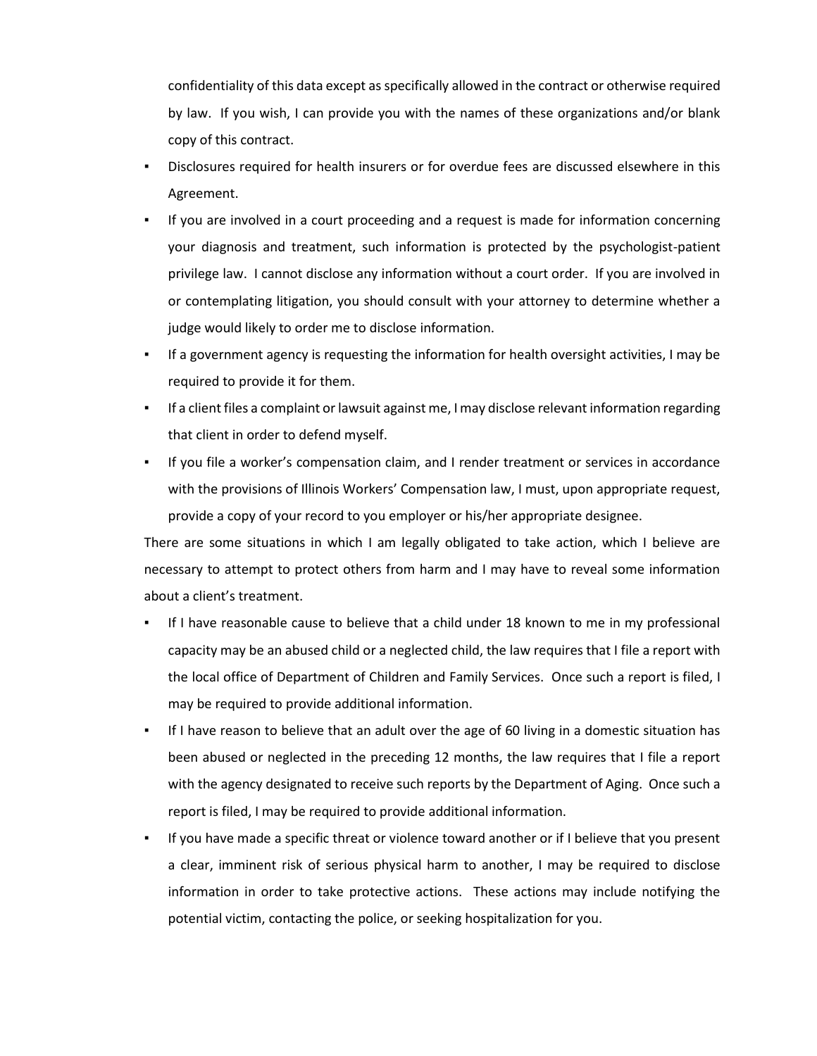confidentiality of this data except as specifically allowed in the contract or otherwise required by law. If you wish, I can provide you with the names of these organizations and/or blank copy of this contract.

- Disclosures required for health insurers or for overdue fees are discussed elsewhere in this Agreement.
- If you are involved in a court proceeding and a request is made for information concerning your diagnosis and treatment, such information is protected by the psychologist-patient privilege law. I cannot disclose any information without a court order. If you are involved in or contemplating litigation, you should consult with your attorney to determine whether a judge would likely to order me to disclose information.
- If a government agency is requesting the information for health oversight activities, I may be required to provide it for them.
- If a client files a complaint or lawsuit against me, I may disclose relevant information regarding that client in order to defend myself.
- If you file a worker's compensation claim, and I render treatment or services in accordance with the provisions of Illinois Workers' Compensation law, I must, upon appropriate request, provide a copy of your record to you employer or his/her appropriate designee.

There are some situations in which I am legally obligated to take action, which I believe are necessary to attempt to protect others from harm and I may have to reveal some information about a client's treatment.

- If I have reasonable cause to believe that a child under 18 known to me in my professional capacity may be an abused child or a neglected child, the law requires that I file a report with the local office of Department of Children and Family Services. Once such a report is filed, I may be required to provide additional information.
- If I have reason to believe that an adult over the age of 60 living in a domestic situation has been abused or neglected in the preceding 12 months, the law requires that I file a report with the agency designated to receive such reports by the Department of Aging. Once such a report is filed, I may be required to provide additional information.
- If you have made a specific threat or violence toward another or if I believe that you present a clear, imminent risk of serious physical harm to another, I may be required to disclose information in order to take protective actions. These actions may include notifying the potential victim, contacting the police, or seeking hospitalization for you.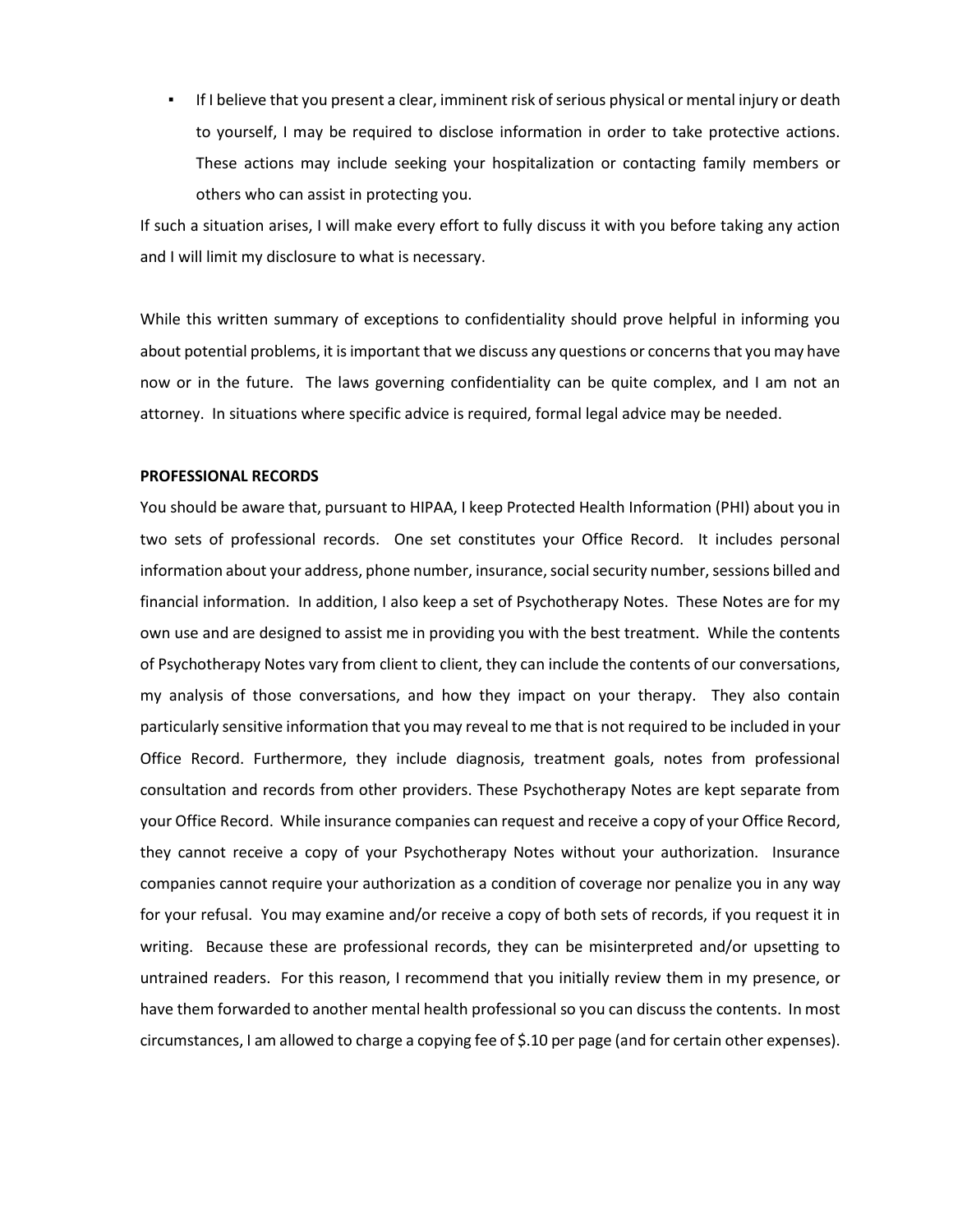- If I believe that you present a clear, imminent risk of serious physical or mental injury or death to yourself, I may be required to disclose information in order to take protective actions. These actions may include seeking your hospitalization or contacting family members or others who can assist in protecting you.

If such a situation arises, I will make every effort to fully discuss it with you before taking any action and I will limit my disclosure to what is necessary.

While this written summary of exceptions to confidentiality should prove helpful in informing you about potential problems, it is important that we discuss any questions or concerns that you may have now or in the future. The laws governing confidentiality can be quite complex, and I am not an attorney. In situations where specific advice is required, formal legal advice may be needed.

**PROFESSIONAL RECORDS**

You should be aware that, pursuant to HIPAA, I keep Protected Health Information (PHI) about you in two sets of professional records. One set constitutes your Office Record. It includes personal information about your address, phone number, insurance, social security number, sessions billed and financial information. In addition, I also keep a set of Psychotherapy Notes. These Notes are for my own use and are designed to assist me in providing you with the best treatment. While the contents of Psychotherapy Notes vary from client to client, they can include the contents of our conversations, my analysis of those conversations, and how they impact on your therapy. They also contain particularly sensitive information that you may reveal to me that is not required to be included in your Office Record. Furthermore, they include diagnosis, treatment goals, notes from professional consultation and records from other providers. These Psychotherapy Notes are kept separate from your Office Record. While insurance companies can request and receive a copy of your Office Record, they cannot receive a copy of your Psychotherapy Notes without your authorization. Insurance companies cannot require your authorization as a condition of coverage nor penalize you in any way for your refusal. You may examine and/or receive a copy of both sets of records, if you request it in writing. Because these are professional records, they can be misinterpreted and/or upsetting to untrained readers. For this reason, I recommend that you initially review them in my presence, or have them forwarded to another mental health professional so you can discuss the contents. In most circumstances, I am allowed to charge a copying fee of $.10 per page (and for certain other expenses).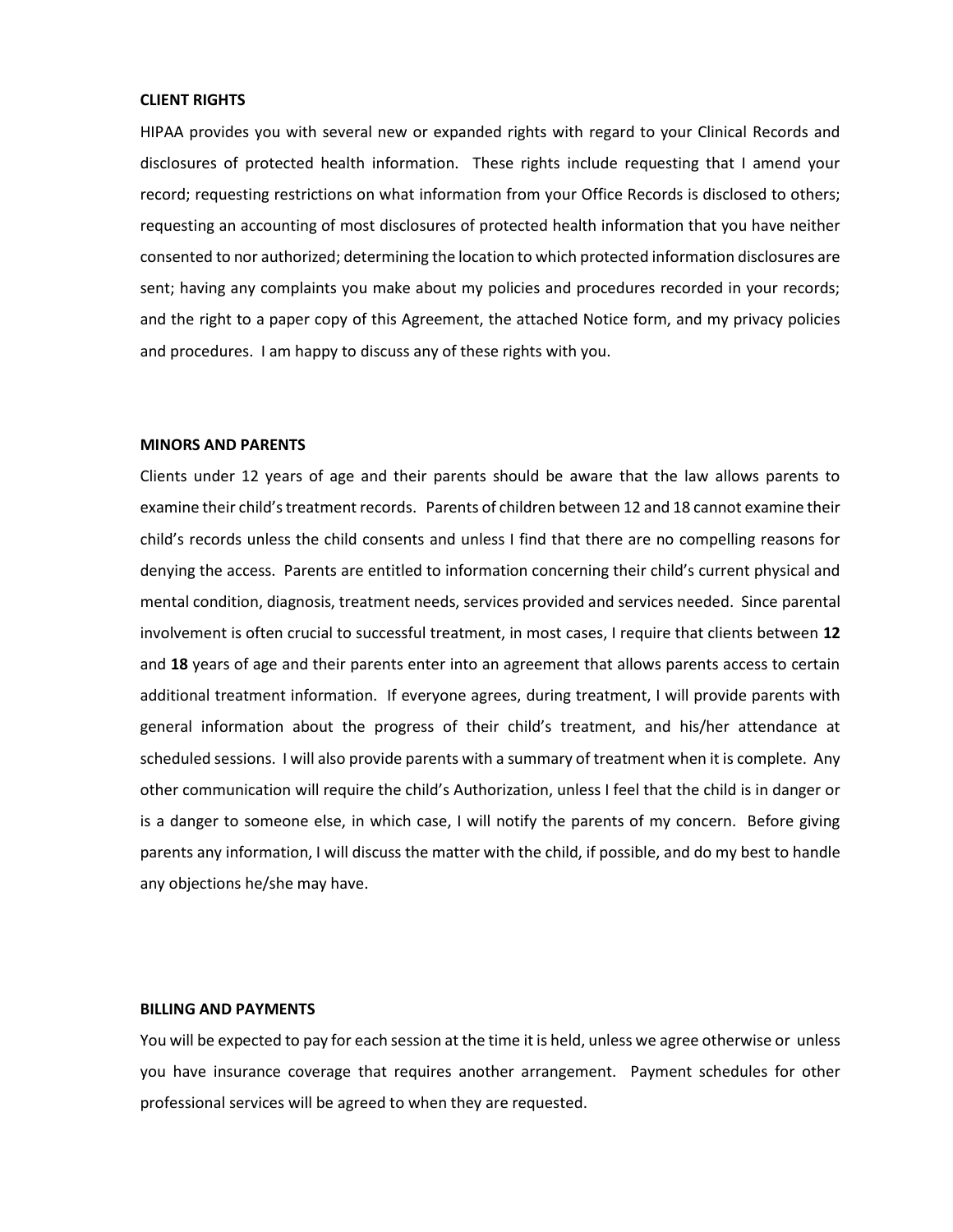**CLIENT RIGHTS**

HIPAA provides you with several new or expanded rights with regard to your Clinical Records and disclosures of protected health information. These rights include requesting that I amend your record; requesting restrictions on what information from your Office Records is disclosed to others; requesting an accounting of most disclosures of protected health information that you have neither consented to nor authorized; determining the location to which protected information disclosures are sent; having any complaints you make about my policies and procedures recorded in your records; and the right to a paper copy of this Agreement, the attached Notice form, and my privacy policies and procedures. I am happy to discuss any of these rights with you.

**MINORS AND PARENTS**

Clients under 12 years of age and their parents should be aware that the law allows parents to examine their child's treatment records. Parents of children between 12 and 18 cannot examine their child's records unless the child consents and unless I find that there are no compelling reasons for denying the access. Parents are entitled to information concerning their child's current physical and mental condition, diagnosis, treatment needs, services provided and services needed. Since parental involvement is often crucial to successful treatment, in most cases, I require that clients between **12** and **18** years of age and their parents enter into an agreement that allows parents access to certain additional treatment information. If everyone agrees, during treatment, I will provide parents with general information about the progress of their child's treatment, and his/her attendance at scheduled sessions. I will also provide parents with a summary of treatment when it is complete. Any other communication will require the child's Authorization, unless I feel that the child is in danger or is a danger to someone else, in which case, I will notify the parents of my concern. Before giving parents any information, I will discuss the matter with the child, if possible, and do my best to handle any objections he/she may have.

**BILLING AND PAYMENTS**

You will be expected to pay for each session at the time it is held, unless we agree otherwise or unless you have insurance coverage that requires another arrangement. Payment schedules for other professional services will be agreed to when they are requested.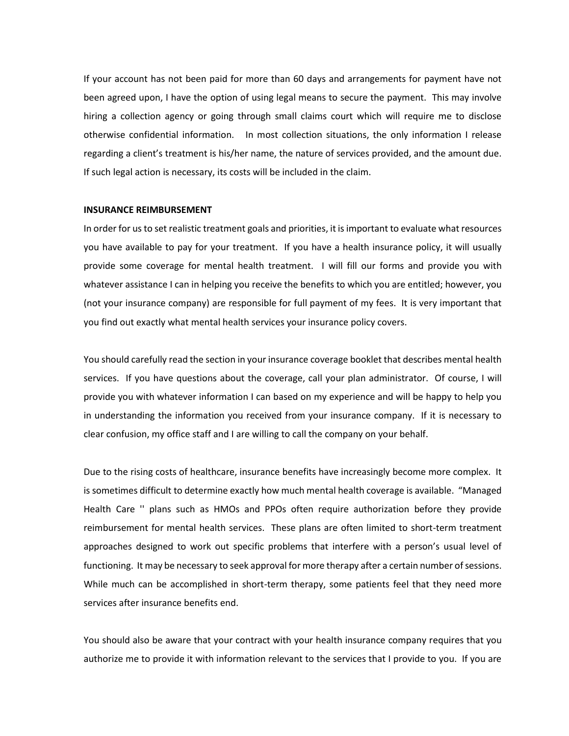If your account has not been paid for more than 60 days and arrangements for payment have not been agreed upon, I have the option of using legal means to secure the payment. This may involve hiring a collection agency or going through small claims court which will require me to disclose otherwise confidential information. In most collection situations, the only information I release regarding a client's treatment is his/her name, the nature of services provided, and the amount due. If such legal action is necessary, its costs will be included in the claim.

**INSURANCE REIMBURSEMENT**

In order for us to set realistic treatment goals and priorities, it is important to evaluate what resources you have available to pay for your treatment. If you have a health insurance policy, it will usually provide some coverage for mental health treatment. I will fill our forms and provide you with whatever assistance I can in helping you receive the benefits to which you are entitled; however, you (not your insurance company) are responsible for full payment of my fees. It is very important that you find out exactly what mental health services your insurance policy covers.

You should carefully read the section in your insurance coverage booklet that describes mental health services. If you have questions about the coverage, call your plan administrator. Of course, I will provide you with whatever information I can based on my experience and will be happy to help you in understanding the information you received from your insurance company. If it is necessary to clear confusion, my office staff and I are willing to call the company on your behalf.

Due to the rising costs of healthcare, insurance benefits have increasingly become more complex. It is sometimes difficult to determine exactly how much mental health coverage is available. "Managed Health Care '' plans such as HMOs and PPOs often require authorization before they provide reimbursement for mental health services. These plans are often limited to short-term treatment approaches designed to work out specific problems that interfere with a person's usual level of functioning. It may be necessary to seek approval for more therapy after a certain number of sessions. While much can be accomplished in short-term therapy, some patients feel that they need more services after insurance benefits end.

You should also be aware that your contract with your health insurance company requires that you authorize me to provide it with information relevant to the services that I provide to you. If you are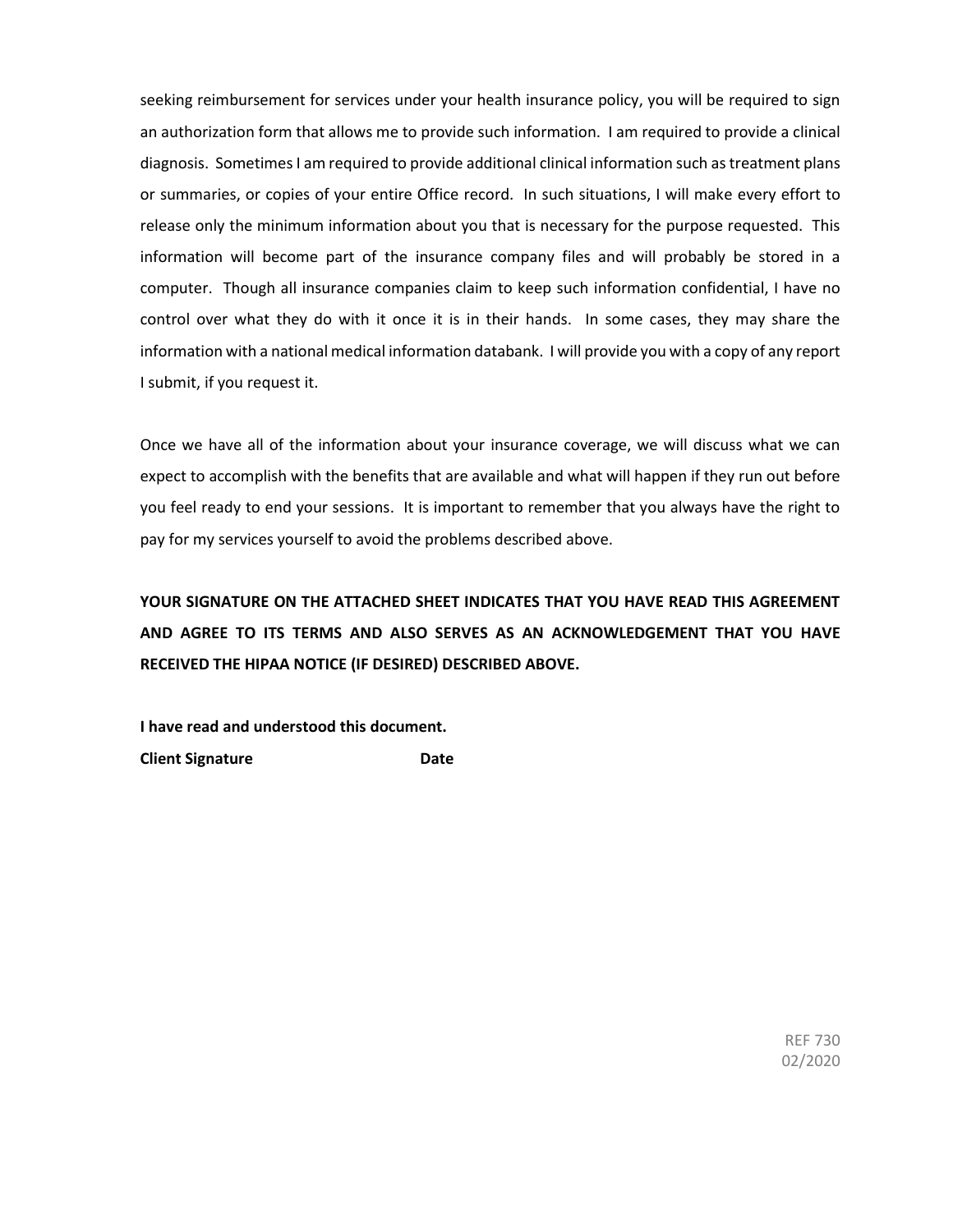seeking reimbursement for services under your health insurance policy, you will be required to sign an authorization form that allows me to provide such information. I am required to provide a clinical diagnosis. Sometimes I am required to provide additional clinical information such as treatment plans or summaries, or copies of your entire Office record. In such situations, I will make every effort to release only the minimum information about you that is necessary for the purpose requested. This information will become part of the insurance company files and will probably be stored in a computer. Though all insurance companies claim to keep such information confidential, I have no control over what they do with it once it is in their hands. In some cases, they may share the information with a national medical information databank. I will provide you with a copy of any report I submit, if you request it.

Once we have all of the information about your insurance coverage, we will discuss what we can expect to accomplish with the benefits that are available and what will happen if they run out before you feel ready to end your sessions. It is important to remember that you always have the right to pay for my services yourself to avoid the problems described above.

**YOUR SIGNATURE ON THE ATTACHED SHEET INDICATES THAT YOU HAVE READ THIS AGREEMENT AND AGREE TO ITS TERMS AND ALSO SERVES AS AN ACKNOWLEDGEMENT THAT YOU HAVE RECEIVED THE HIPAA NOTICE (IF DESIRED) DESCRIBED ABOVE.**

**I have read and understood this document.**

**Client Signature** **Date**

REF 730
02/2020